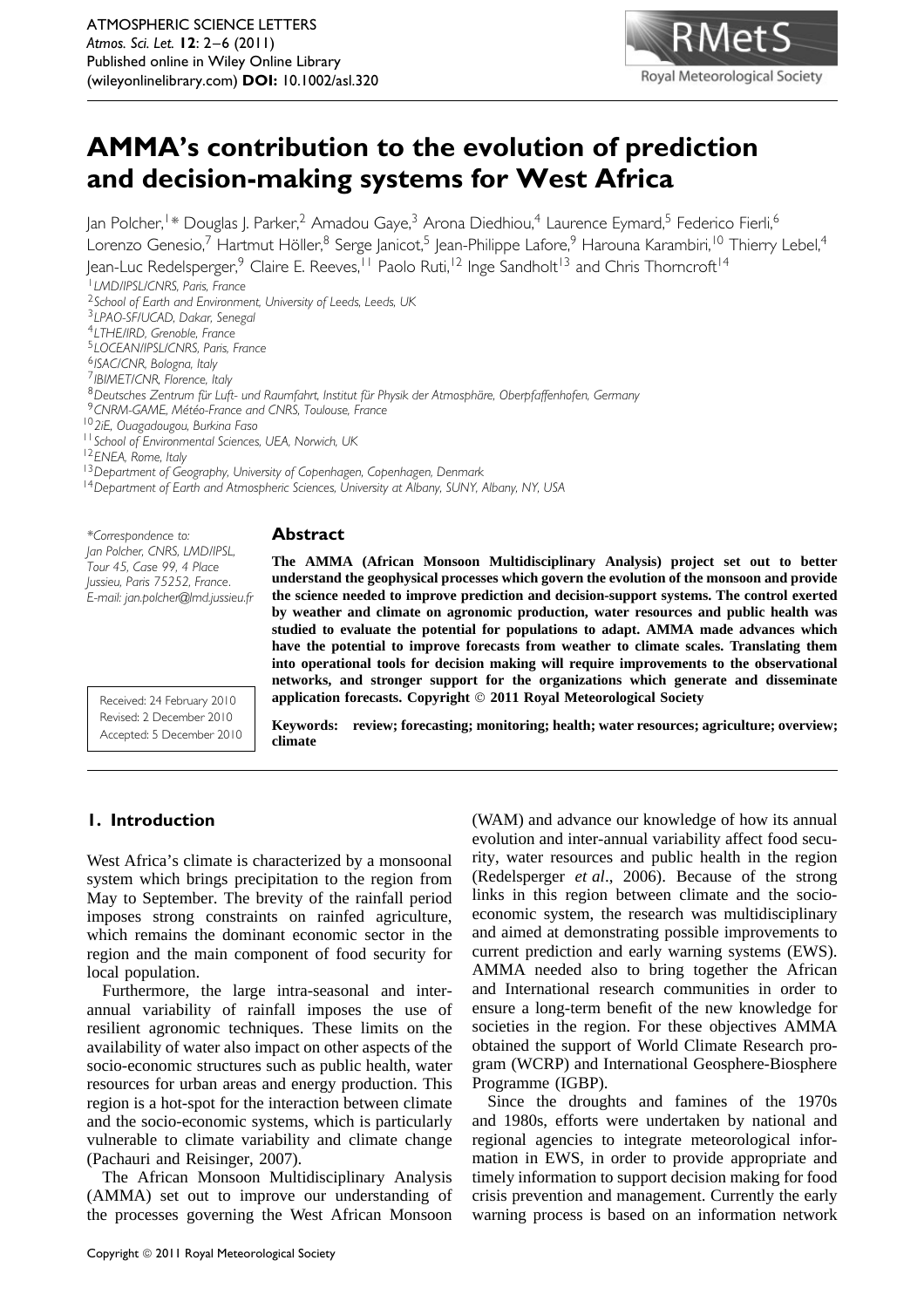# AMMA's contribution to the evolution of prediction and decision-making systems for West Africa

Jan Polcher,[1]* Douglas J. Parker,[2] Amadou Gaye,[3] Arona Diedhiou,[4] Laurence Eymard,[5] Federico Fierli,[6] Lorenzo Genesio,[7] Hartmut Höller,[8] Serge Janicot,[5] Jean-Philippe Lafore,[9] Harouna Karambiri,[10] Thierry Lebel,[4] Jean-Luc Redelsperger,[9] Claire E. Reeves,[11] Paolo Ruti,[12] Inge Sandholt[13] and Chris Thorncroft[14]

[1] *LMD/IPSL/CNRS, Paris, France*
[2] *School of Earth and Environment, University of Leeds, Leeds, UK*
[3] *LPAO-SF/UCAD, Dakar, Senegal*
[4] *LTHE/IRD, Grenoble, France*
[5] *LOCEAN/IPSL/CNRS, Paris, France*
[6] *ISAC/CNR, Bologna, Italy*
[7] *IBIMET/CNR, Florence, Italy*
[8] *Deutsches Zentrum für Luft- und Raumfahrt, Institut für Physik der Atmosphäre, Oberpfaffenhofen, Germany*
[9] *CNRM-GAME, Météo-France and CNRS, Toulouse, France*
[10] *2iE, Ouagadougou, Burkina Faso*
[11] *School of Environmental Sciences, UEA, Norwich, UK*
[12] *ENEA, Rome, Italy*
[13] *Department of Geography, University of Copenhagen, Copenhagen, Denmark*
[14] *Department of Earth and Atmospheric Sciences, University at Albany, SUNY, Albany, NY, USA*

*\*Correspondence to: Jan Polcher, CNRS, LMD/IPSL, Tour 45, Case 99, 4 Place Jussieu, Paris 75252, France. E-mail: jan.polcher@lmd.jussieu.fr*

Received: 24 February 2010
Revised: 2 December 2010
Accepted: 5 December 2010

## Abstract

**The AMMA (African Monsoon Multidisciplinary Analysis) project set out to better understand the geophysical processes which govern the evolution of the monsoon and provide the science needed to improve prediction and decision-support systems. The control exerted by weather and climate on agronomic production, water resources and public health was studied to evaluate the potential for populations to adapt. AMMA made advances which have the potential to improve forecasts from weather to climate scales. Translating them into operational tools for decision making will require improvements to the observational networks, and stronger support for the organizations which generate and disseminate application forecasts. Copyright © 2011 Royal Meteorological Society**

**Keywords:** **review; forecasting; monitoring; health; water resources; agriculture; overview; climate**

## 1. Introduction

West Africa's climate is characterized by a monsoonal system which brings precipitation to the region from May to September. The brevity of the rainfall period imposes strong constraints on rainfed agriculture, which remains the dominant economic sector in the region and the main component of food security for local population.

Furthermore, the large intra-seasonal and inter-annual variability of rainfall imposes the use of resilient agronomic techniques. These limits on the availability of water also impact on other aspects of the socio-economic structures such as public health, water resources for urban areas and energy production. This region is a hot-spot for the interaction between climate and the socio-economic systems, which is particularly vulnerable to climate variability and climate change (Pachauri and Reisinger, 2007).

The African Monsoon Multidisciplinary Analysis (AMMA) set out to improve our understanding of the processes governing the West African Monsoon (WAM) and advance our knowledge of how its annual evolution and inter-annual variability affect food security, water resources and public health in the region (Redelsperger *et al*., 2006). Because of the strong links in this region between climate and the socio-economic system, the research was multidisciplinary and aimed at demonstrating possible improvements to current prediction and early warning systems (EWS). AMMA needed also to bring together the African and International research communities in order to ensure a long-term benefit of the new knowledge for societies in the region. For these objectives AMMA obtained the support of World Climate Research program (WCRP) and International Geosphere-Biosphere Programme (IGBP).

Since the droughts and famines of the 1970s and 1980s, efforts were undertaken by national and regional agencies to integrate meteorological information in EWS, in order to provide appropriate and timely information to support decision making for food crisis prevention and management. Currently the early warning process is based on an information network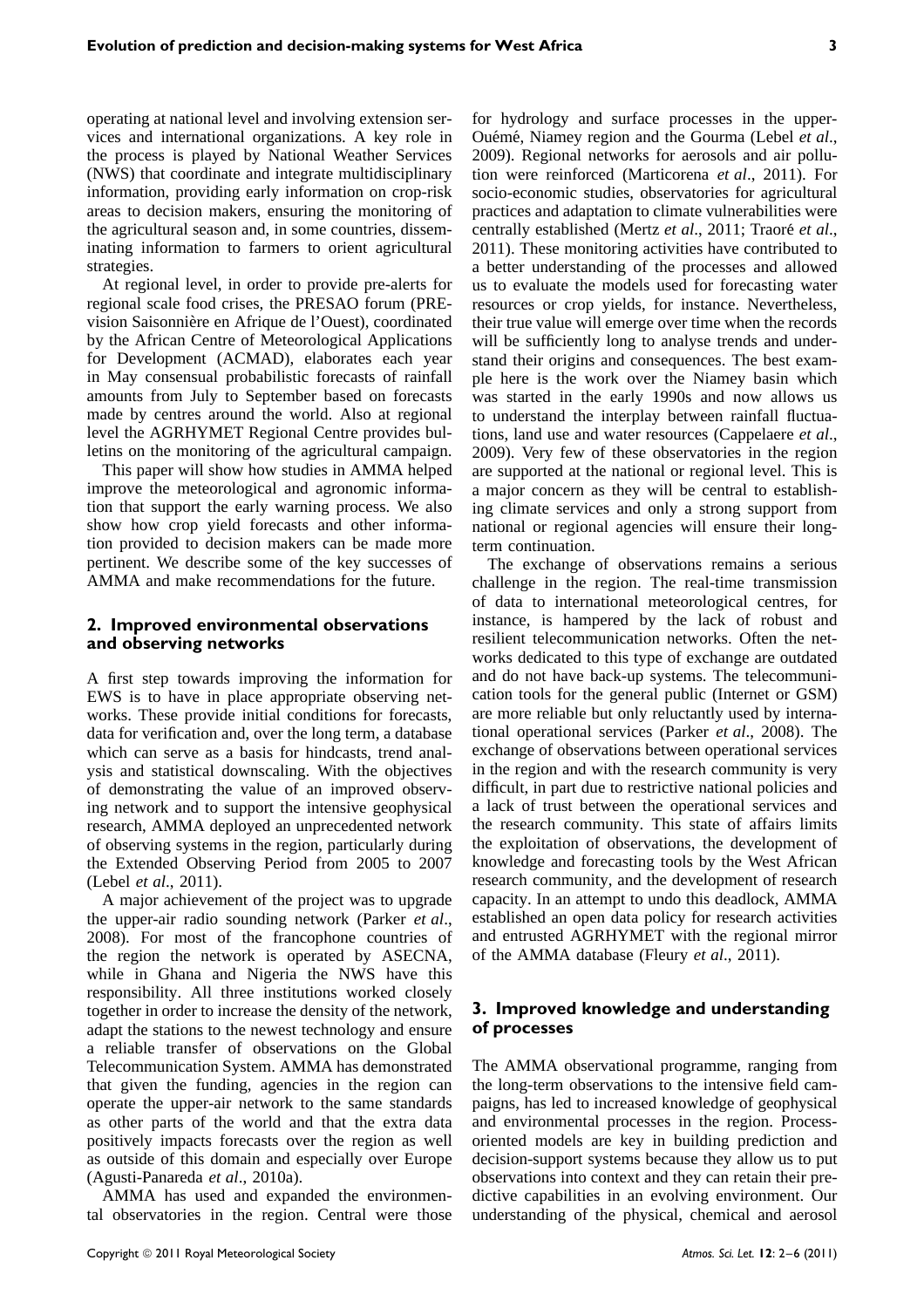operating at national level and involving extension services and international organizations. A key role in the process is played by National Weather Services (NWS) that coordinate and integrate multidisciplinary information, providing early information on crop-risk areas to decision makers, ensuring the monitoring of the agricultural season and, in some countries, disseminating information to farmers to orient agricultural strategies.

At regional level, in order to provide pre-alerts for regional scale food crises, the PRESAO forum (PREvision Saisonnière en Afrique de l'Ouest), coordinated by the African Centre of Meteorological Applications for Development (ACMAD), elaborates each year in May consensual probabilistic forecasts of rainfall amounts from July to September based on forecasts made by centres around the world. Also at regional level the AGRHYMET Regional Centre provides bulletins on the monitoring of the agricultural campaign.

This paper will show how studies in AMMA helped improve the meteorological and agronomic information that support the early warning process. We also show how crop yield forecasts and other information provided to decision makers can be made more pertinent. We describe some of the key successes of AMMA and make recommendations for the future.

## 2. Improved environmental observations and observing networks

A first step towards improving the information for EWS is to have in place appropriate observing networks. These provide initial conditions for forecasts, data for verification and, over the long term, a database which can serve as a basis for hindcasts, trend analysis and statistical downscaling. With the objectives of demonstrating the value of an improved observing network and to support the intensive geophysical research, AMMA deployed an unprecedented network of observing systems in the region, particularly during the Extended Observing Period from 2005 to 2007 (Lebel *et al*., 2011).

A major achievement of the project was to upgrade the upper-air radio sounding network (Parker *et al*., 2008). For most of the francophone countries of the region the network is operated by ASECNA, while in Ghana and Nigeria the NWS have this responsibility. All three institutions worked closely together in order to increase the density of the network, adapt the stations to the newest technology and ensure a reliable transfer of observations on the Global Telecommunication System. AMMA has demonstrated that given the funding, agencies in the region can operate the upper-air network to the same standards as other parts of the world and that the extra data positively impacts forecasts over the region as well as outside of this domain and especially over Europe (Agusti-Panareda *et al*., 2010a).

AMMA has used and expanded the environmental observatories in the region. Central were those for hydrology and surface processes in the upper-Ouémé, Niamey region and the Gourma (Lebel *et al*., 2009). Regional networks for aerosols and air pollution were reinforced (Marticorena *et al*., 2011). For socio-economic studies, observatories for agricultural practices and adaptation to climate vulnerabilities were centrally established (Mertz *et al*., 2011; Traoré *et al*., 2011). These monitoring activities have contributed to a better understanding of the processes and allowed us to evaluate the models used for forecasting water resources or crop yields, for instance. Nevertheless, their true value will emerge over time when the records will be sufficiently long to analyse trends and understand their origins and consequences. The best example here is the work over the Niamey basin which was started in the early 1990s and now allows us to understand the interplay between rainfall fluctuations, land use and water resources (Cappelaere *et al*., 2009). Very few of these observatories in the region are supported at the national or regional level. This is a major concern as they will be central to establishing climate services and only a strong support from national or regional agencies will ensure their long-term continuation.

The exchange of observations remains a serious challenge in the region. The real-time transmission of data to international meteorological centres, for instance, is hampered by the lack of robust and resilient telecommunication networks. Often the networks dedicated to this type of exchange are outdated and do not have back-up systems. The telecommunication tools for the general public (Internet or GSM) are more reliable but only reluctantly used by international operational services (Parker *et al*., 2008). The exchange of observations between operational services in the region and with the research community is very difficult, in part due to restrictive national policies and a lack of trust between the operational services and the research community. This state of affairs limits the exploitation of observations, the development of knowledge and forecasting tools by the West African research community, and the development of research capacity. In an attempt to undo this deadlock, AMMA established an open data policy for research activities and entrusted AGRHYMET with the regional mirror of the AMMA database (Fleury *et al*., 2011).

## 3. Improved knowledge and understanding of processes

The AMMA observational programme, ranging from the long-term observations to the intensive field campaigns, has led to increased knowledge of geophysical and environmental processes in the region. Process-oriented models are key in building prediction and decision-support systems because they allow us to put observations into context and they can retain their predictive capabilities in an evolving environment. Our understanding of the physical, chemical and aerosol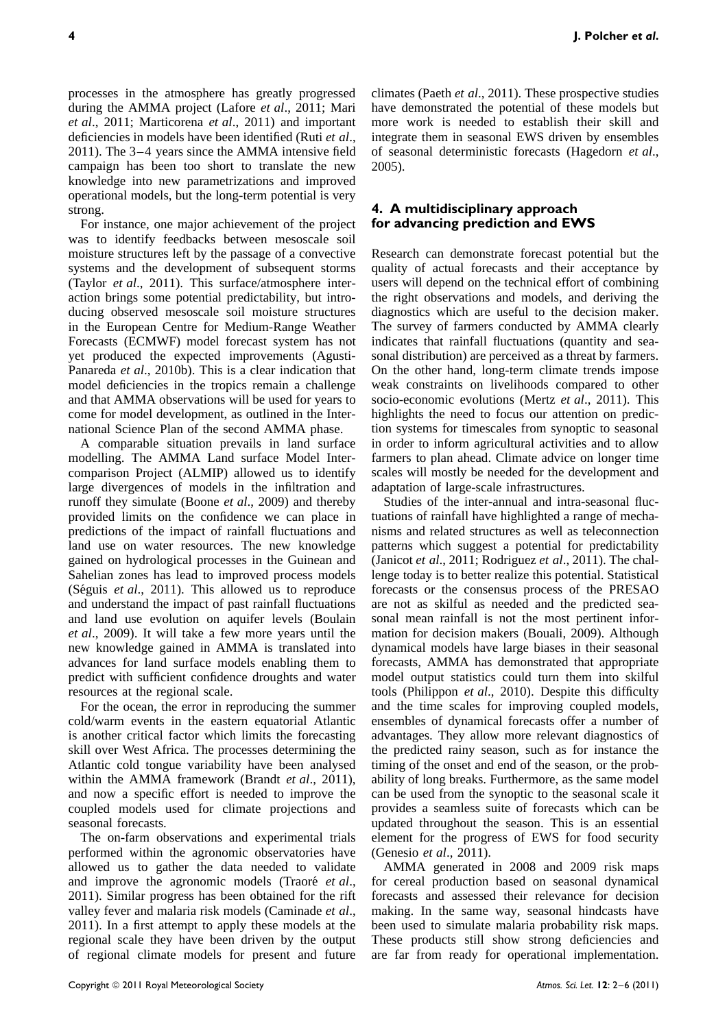processes in the atmosphere has greatly progressed during the AMMA project (Lafore *et al*., 2011; Mari *et al*., 2011; Marticorena *et al*., 2011) and important deficiencies in models have been identified (Ruti *et al*., 2011). The 3–4 years since the AMMA intensive field campaign has been too short to translate the new knowledge into new parametrizations and improved operational models, but the long-term potential is very strong.

For instance, one major achievement of the project was to identify feedbacks between mesoscale soil moisture structures left by the passage of a convective systems and the development of subsequent storms (Taylor *et al*., 2011). This surface/atmosphere interaction brings some potential predictability, but introducing observed mesoscale soil moisture structures in the European Centre for Medium-Range Weather Forecasts (ECMWF) model forecast system has not yet produced the expected improvements (Agusti-Panareda *et al*., 2010b). This is a clear indication that model deficiencies in the tropics remain a challenge and that AMMA observations will be used for years to come for model development, as outlined in the International Science Plan of the second AMMA phase.

A comparable situation prevails in land surface modelling. The AMMA Land surface Model Intercomparison Project (ALMIP) allowed us to identify large divergences of models in the infiltration and runoff they simulate (Boone *et al*., 2009) and thereby provided limits on the confidence we can place in predictions of the impact of rainfall fluctuations and land use on water resources. The new knowledge gained on hydrological processes in the Guinean and Sahelian zones has lead to improved process models (Séguis *et al*., 2011). This allowed us to reproduce and understand the impact of past rainfall fluctuations and land use evolution on aquifer levels (Boulain *et al*., 2009). It will take a few more years until the new knowledge gained in AMMA is translated into advances for land surface models enabling them to predict with sufficient confidence droughts and water resources at the regional scale.

For the ocean, the error in reproducing the summer cold/warm events in the eastern equatorial Atlantic is another critical factor which limits the forecasting skill over West Africa. The processes determining the Atlantic cold tongue variability have been analysed within the AMMA framework (Brandt *et al*., 2011), and now a specific effort is needed to improve the coupled models used for climate projections and seasonal forecasts.

The on-farm observations and experimental trials performed within the agronomic observatories have allowed us to gather the data needed to validate and improve the agronomic models (Traoré *et al*., 2011). Similar progress has been obtained for the rift valley fever and malaria risk models (Caminade *et al*., 2011). In a first attempt to apply these models at the regional scale they have been driven by the output of regional climate models for present and future climates (Paeth *et al*., 2011). These prospective studies have demonstrated the potential of these models but more work is needed to establish their skill and integrate them in seasonal EWS driven by ensembles of seasonal deterministic forecasts (Hagedorn *et al*., 2005).

## 4. A multidisciplinary approach for advancing prediction and EWS

Research can demonstrate forecast potential but the quality of actual forecasts and their acceptance by users will depend on the technical effort of combining the right observations and models, and deriving the diagnostics which are useful to the decision maker. The survey of farmers conducted by AMMA clearly indicates that rainfall fluctuations (quantity and seasonal distribution) are perceived as a threat by farmers. On the other hand, long-term climate trends impose weak constraints on livelihoods compared to other socio-economic evolutions (Mertz *et al*., 2011). This highlights the need to focus our attention on prediction systems for timescales from synoptic to seasonal in order to inform agricultural activities and to allow farmers to plan ahead. Climate advice on longer time scales will mostly be needed for the development and adaptation of large-scale infrastructures.

Studies of the inter-annual and intra-seasonal fluctuations of rainfall have highlighted a range of mechanisms and related structures as well as teleconnection patterns which suggest a potential for predictability (Janicot *et al*., 2011; Rodriguez *et al*., 2011). The challenge today is to better realize this potential. Statistical forecasts or the consensus process of the PRESAO are not as skilful as needed and the predicted seasonal mean rainfall is not the most pertinent information for decision makers (Bouali, 2009). Although dynamical models have large biases in their seasonal forecasts, AMMA has demonstrated that appropriate model output statistics could turn them into skilful tools (Philippon *et al*., 2010). Despite this difficulty and the time scales for improving coupled models, ensembles of dynamical forecasts offer a number of advantages. They allow more relevant diagnostics of the predicted rainy season, such as for instance the timing of the onset and end of the season, or the probability of long breaks. Furthermore, as the same model can be used from the synoptic to the seasonal scale it provides a seamless suite of forecasts which can be updated throughout the season. This is an essential element for the progress of EWS for food security (Genesio *et al*., 2011).

AMMA generated in 2008 and 2009 risk maps for cereal production based on seasonal dynamical forecasts and assessed their relevance for decision making. In the same way, seasonal hindcasts have been used to simulate malaria probability risk maps. These products still show strong deficiencies and are far from ready for operational implementation.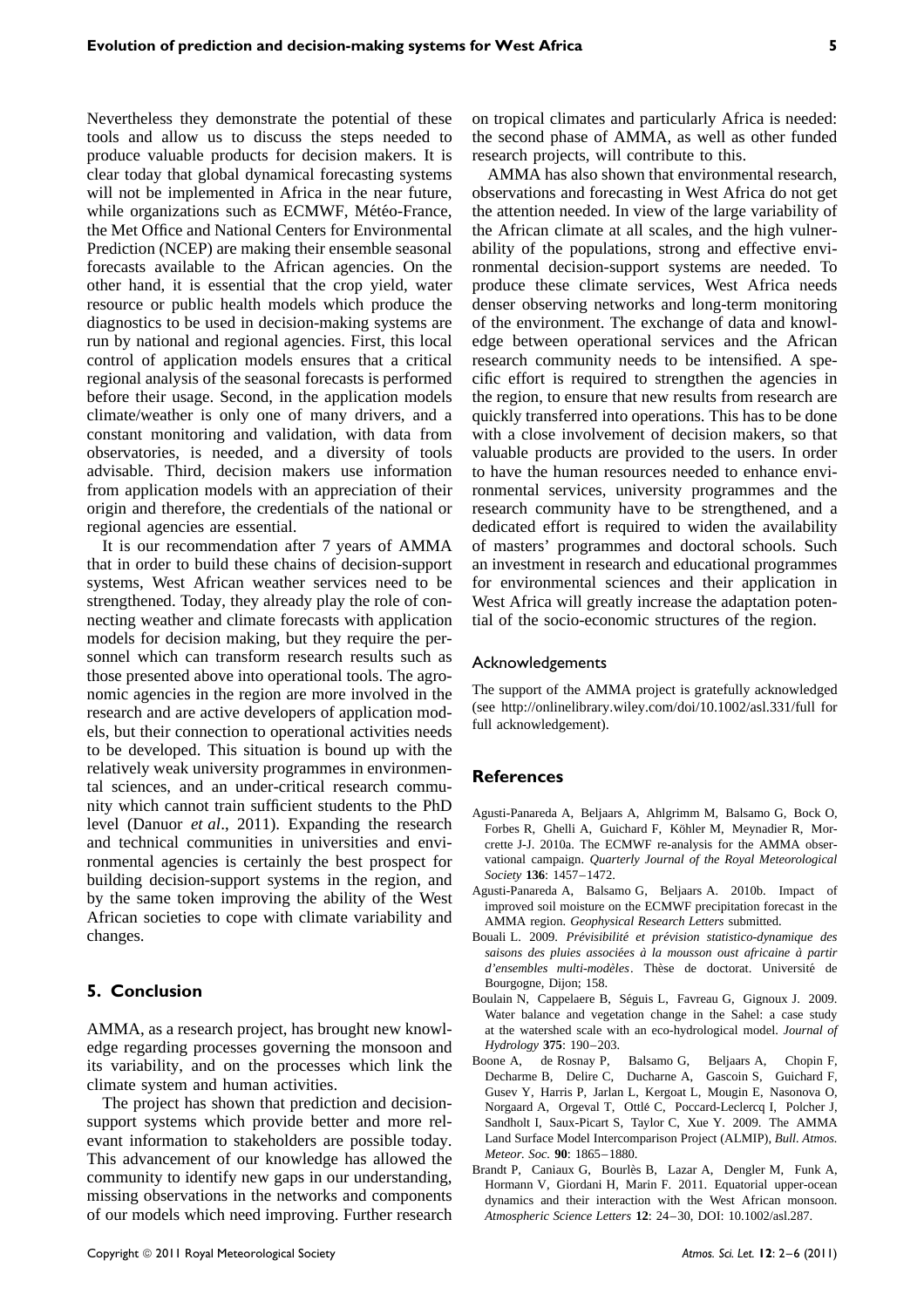Nevertheless they demonstrate the potential of these tools and allow us to discuss the steps needed to produce valuable products for decision makers. It is clear today that global dynamical forecasting systems will not be implemented in Africa in the near future, while organizations such as ECMWF, Météo-France, the Met Office and National Centers for Environmental Prediction (NCEP) are making their ensemble seasonal forecasts available to the African agencies. On the other hand, it is essential that the crop yield, water resource or public health models which produce the diagnostics to be used in decision-making systems are run by national and regional agencies. First, this local control of application models ensures that a critical regional analysis of the seasonal forecasts is performed before their usage. Second, in the application models climate/weather is only one of many drivers, and a constant monitoring and validation, with data from observatories, is needed, and a diversity of tools advisable. Third, decision makers use information from application models with an appreciation of their origin and therefore, the credentials of the national or regional agencies are essential.

It is our recommendation after 7 years of AMMA that in order to build these chains of decision-support systems, West African weather services need to be strengthened. Today, they already play the role of connecting weather and climate forecasts with application models for decision making, but they require the personnel which can transform research results such as those presented above into operational tools. The agronomic agencies in the region are more involved in the research and are active developers of application models, but their connection to operational activities needs to be developed. This situation is bound up with the relatively weak university programmes in environmental sciences, and an under-critical research community which cannot train sufficient students to the PhD level (Danuor *et al*., 2011). Expanding the research and technical communities in universities and environmental agencies is certainly the best prospect for building decision-support systems in the region, and by the same token improving the ability of the West African societies to cope with climate variability and changes.

## 5. Conclusion

AMMA, as a research project, has brought new knowledge regarding processes governing the monsoon and its variability, and on the processes which link the climate system and human activities.

The project has shown that prediction and decision-support systems which provide better and more relevant information to stakeholders are possible today. This advancement of our knowledge has allowed the community to identify new gaps in our understanding, missing observations in the networks and components of our models which need improving. Further research on tropical climates and particularly Africa is needed: the second phase of AMMA, as well as other funded research projects, will contribute to this.

AMMA has also shown that environmental research, observations and forecasting in West Africa do not get the attention needed. In view of the large variability of the African climate at all scales, and the high vulnerability of the populations, strong and effective environmental decision-support systems are needed. To produce these climate services, West Africa needs denser observing networks and long-term monitoring of the environment. The exchange of data and knowledge between operational services and the African research community needs to be intensified. A specific effort is required to strengthen the agencies in the region, to ensure that new results from research are quickly transferred into operations. This has to be done with a close involvement of decision makers, so that valuable products are provided to the users. In order to have the human resources needed to enhance environmental services, university programmes and the research community have to be strengthened, and a dedicated effort is required to widen the availability of masters' programmes and doctoral schools. Such an investment in research and educational programmes for environmental sciences and their application in West Africa will greatly increase the adaptation potential of the socio-economic structures of the region.

### Acknowledgements

The support of the AMMA project is gratefully acknowledged (see http://onlinelibrary.wiley.com/doi/10.1002/asl.331/full for full acknowledgement).

## References

Agusti-Panareda A, Beljaars A, Ahlgrimm M, Balsamo G, Bock O, Forbes R, Ghelli A, Guichard F, Köhler M, Meynadier R, Morcrette J-J. 2010a. The ECMWF re-analysis for the AMMA observational campaign. *Quarterly Journal of the Royal Meteorological Society* **136**: 1457–1472.

Agusti-Panareda A, Balsamo G, Beljaars A. 2010b. Impact of improved soil moisture on the ECMWF precipitation forecast in the AMMA region. *Geophysical Research Letters* submitted.

Bouali L. 2009. *Prévisibilité et prévision statistico-dynamique des saisons des pluies associées à la mousson oust africaine à partir d'ensembles multi-modèles*. Thèse de doctorat. Université de Bourgogne, Dijon; 158.

Boulain N, Cappelaere B, Séguis L, Favreau G, Gignoux J. 2009. Water balance and vegetation change in the Sahel: a case study at the watershed scale with an eco-hydrological model. *Journal of Hydrology* **375**: 190–203.

Boone A, de Rosnay P, Balsamo G, Beljaars A, Chopin F, Decharme B, Delire C, Ducharne A, Gascoin S, Guichard F, Gusev Y, Harris P, Jarlan L, Kergoat L, Mougin E, Nasonova O, Norgaard A, Orgeval T, Ottlé C, Poccard-Leclercq I, Polcher J, Sandholt I, Saux-Picart S, Taylor C, Xue Y. 2009. The AMMA Land Surface Model Intercomparison Project (ALMIP), *Bull. Atmos. Meteor. Soc.* **90**: 1865–1880.

Brandt P, Caniaux G, Bourlès B, Lazar A, Dengler M, Funk A, Hormann V, Giordani H, Marin F. 2011. Equatorial upper-ocean dynamics and their interaction with the West African monsoon. *Atmospheric Science Letters* **12**: 24–30, DOI: 10.1002/asl.287.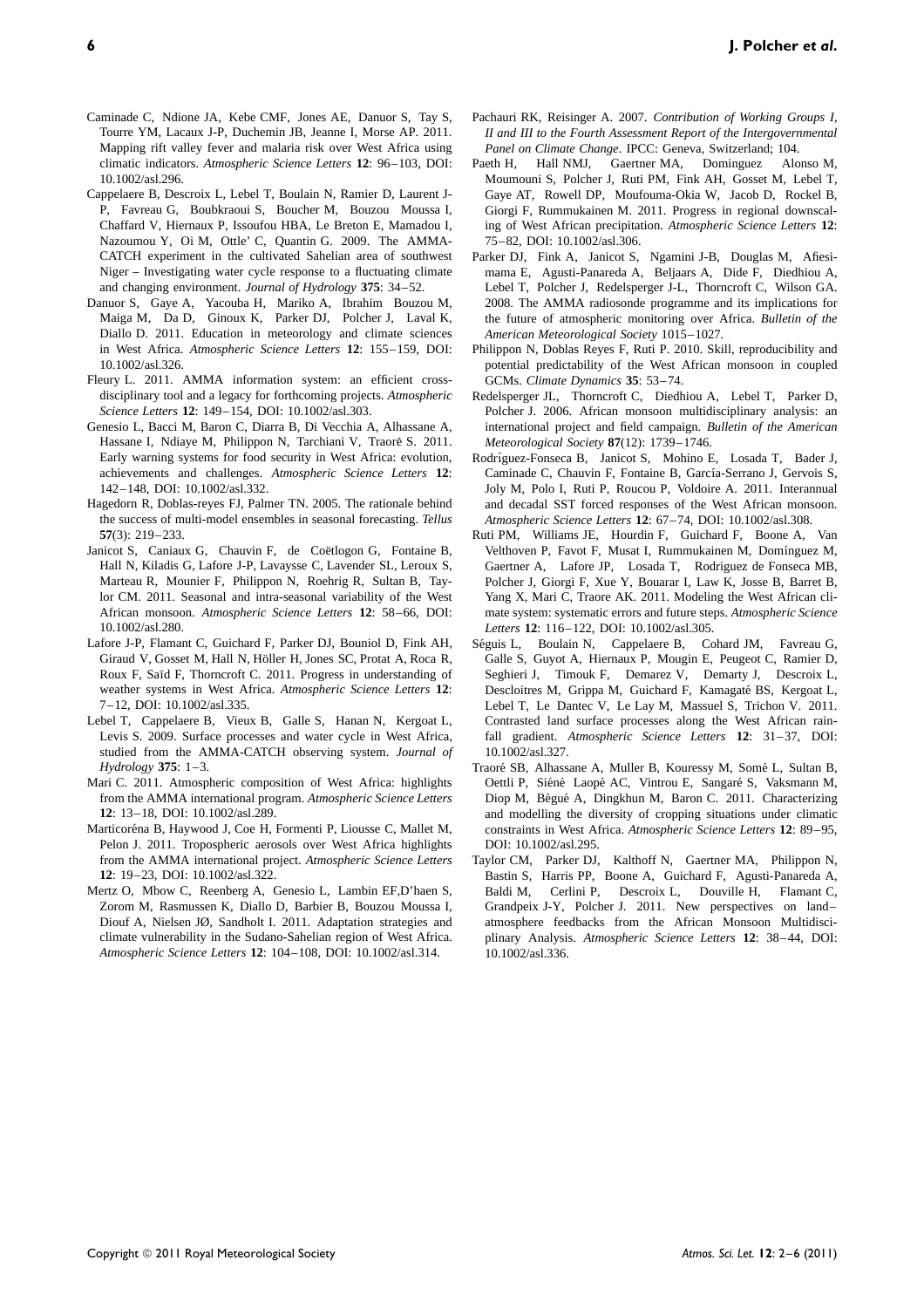Caminade C, Ndione JA, Kebe CMF, Jones AE, Danuor S, Tay S, Tourre YM, Lacaux J-P, Duchemin JB, Jeanne I, Morse AP. 2011. Mapping rift valley fever and malaria risk over West Africa using climatic indicators. *Atmospheric Science Letters* **12**: 96–103, DOI: 10.1002/asl.296.

Cappelaere B, Descroix L, Lebel T, Boulain N, Ramier D, Laurent J-P, Favreau G, Boubkraoui S, Boucher M, Bouzou Moussa I, Chaffard V, Hiernaux P, Issoufou HBA, Le Breton E, Mamadou I, Nazoumou Y, Oi M, Ottle' C, Quantin G. 2009. The AMMA-CATCH experiment in the cultivated Sahelian area of southwest Niger – Investigating water cycle response to a fluctuating climate and changing environment. *Journal of Hydrology* **375**: 34–52.

Danuor S, Gaye A, Yacouba H, Mariko A, Ibrahim Bouzou M, Maiga M, Da D, Ginoux K, Parker DJ, Polcher J, Laval K, Diallo D. 2011. Education in meteorology and climate sciences in West Africa. *Atmospheric Science Letters* **12**: 155–159, DOI: 10.1002/asl.326.

Fleury L. 2011. AMMA information system: an efficient cross-disciplinary tool and a legacy for forthcoming projects. *Atmospheric Science Letters* **12**: 149–154, DOI: 10.1002/asl.303.

Genesio L, Bacci M, Baron C, Diarra B, Di Vecchia A, Alhassane A, Hassane I, Ndiaye M, Philippon N, Tarchiani V, Traoré S. 2011. Early warning systems for food security in West Africa: evolution, achievements and challenges. *Atmospheric Science Letters* **12**: 142–148, DOI: 10.1002/asl.332.

Hagedorn R, Doblas-reyes FJ, Palmer TN. 2005. The rationale behind the success of multi-model ensembles in seasonal forecasting. *Tellus* **57**(3): 219–233.

Janicot S, Caniaux G, Chauvin F, de Coëtlogon G, Fontaine B, Hall N, Kiladis G, Lafore J-P, Lavaysse C, Lavender SL, Leroux S, Marteau R, Mounier F, Philippon N, Roehrig R, Sultan B, Taylor CM. 2011. Seasonal and intra-seasonal variability of the West African monsoon. *Atmospheric Science Letters* **12**: 58–66, DOI: 10.1002/asl.280.

Lafore J-P, Flamant C, Guichard F, Parker DJ, Bouniol D, Fink AH, Giraud V, Gosset M, Hall N, Höller H, Jones SC, Protat A, Roca R, Roux F, Saïd F, Thorncroft C. 2011. Progress in understanding of weather systems in West Africa. *Atmospheric Science Letters* **12**: 7–12, DOI: 10.1002/asl.335.

Lebel T, Cappelaere B, Vieux B, Galle S, Hanan N, Kergoat L, Levis S. 2009. Surface processes and water cycle in West Africa, studied from the AMMA-CATCH observing system. *Journal of Hydrology* **375**: 1–3.

Mari C. 2011. Atmospheric composition of West Africa: highlights from the AMMA international program. *Atmospheric Science Letters* **12**: 13–18, DOI: 10.1002/asl.289.

Marticoréna B, Haywood J, Coe H, Formenti P, Liousse C, Mallet M, Pelon J. 2011. Tropospheric aerosols over West Africa highlights from the AMMA international project. *Atmospheric Science Letters* **12**: 19–23, DOI: 10.1002/asl.322.

Mertz O, Mbow C, Reenberg A, Genesio L, Lambin EF,D'haen S, Zorom M, Rasmussen K, Diallo D, Barbier B, Bouzou Moussa I, Diouf A, Nielsen JØ, Sandholt I. 2011. Adaptation strategies and climate vulnerability in the Sudano-Sahelian region of West Africa. *Atmospheric Science Letters* **12**: 104–108, DOI: 10.1002/asl.314.

Pachauri RK, Reisinger A. 2007. *Contribution of Working Groups I, II and III to the Fourth Assessment Report of the Intergovernmental Panel on Climate Change*. IPCC: Geneva, Switzerland; 104.

Paeth H, Hall NMJ, Gaertner MA, Dominguez Alonso M, Moumouni S, Polcher J, Ruti PM, Fink AH, Gosset M, Lebel T, Gaye AT, Rowell DP, Moufouma-Okia W, Jacob D, Rockel B, Giorgi F, Rummukainen M. 2011. Progress in regional downscaling of West African precipitation. *Atmospheric Science Letters* **12**: 75–82, DOI: 10.1002/asl.306.

Parker DJ, Fink A, Janicot S, Ngamini J-B, Douglas M, Afiesimama E, Agusti-Panareda A, Beljaars A, Dide F, Diedhiou A, Lebel T, Polcher J, Redelsperger J-L, Thorncroft C, Wilson GA. 2008. The AMMA radiosonde programme and its implications for the future of atmospheric monitoring over Africa. *Bulletin of the American Meteorological Society* 1015–1027.

Philippon N, Doblas Reyes F, Ruti P. 2010. Skill, reproducibility and potential predictability of the West African monsoon in coupled GCMs. *Climate Dynamics* **35**: 53–74.

Redelsperger JL, Thorncroft C, Diedhiou A, Lebel T, Parker D, Polcher J. 2006. African monsoon multidisciplinary analysis: an international project and field campaign. *Bulletin of the American Meteorological Society* **87**(12): 1739–1746.

Rodríguez-Fonseca B, Janicot S, Mohino E, Losada T, Bader J, Caminade C, Chauvin F, Fontaine B, García-Serrano J, Gervois S, Joly M, Polo I, Ruti P, Roucou P, Voldoire A. 2011. Interannual and decadal SST forced responses of the West African monsoon. *Atmospheric Science Letters* **12**: 67–74, DOI: 10.1002/asl.308.

Ruti PM, Williams JE, Hourdin F, Guichard F, Boone A, Van Velthoven P, Favot F, Musat I, Rummukainen M, Domínguez M, Gaertner A, Lafore JP, Losada T, Rodriguez de Fonseca MB, Polcher J, Giorgi F, Xue Y, Bouarar I, Law K, Josse B, Barret B, Yang X, Mari C, Traore AK. 2011. Modeling the West African climate system: systematic errors and future steps. *Atmospheric Science Letters* **12**: 116–122, DOI: 10.1002/asl.305.

Séguis L, Boulain N, Cappelaere B, Cohard JM, Favreau G, Galle S, Guyot A, Hiernaux P, Mougin E, Peugeot C, Ramier D, Seghieri J, Timouk F, Demarez V, Demarty J, Descroix L, Descloitres M, Grippa M, Guichard F, Kamagaté BS, Kergoat L, Lebel T, Le Dantec V, Le Lay M, Massuel S, Trichon V. 2011. Contrasted land surface processes along the West African rainfall gradient. *Atmospheric Science Letters* **12**: 31–37, DOI: 10.1002/asl.327.

Traoré SB, Alhassane A, Muller B, Kouressy M, Somé L, Sultan B, Oettli P, Siéné Laopé AC, Vintrou E, Sangaré S, Vaksmann M, Diop M, Bégué A, Dingkhun M, Baron C. 2011. Characterizing and modelling the diversity of cropping situations under climatic constraints in West Africa. *Atmospheric Science Letters* **12**: 89–95, DOI: 10.1002/asl.295.

Taylor CM, Parker DJ, Kalthoff N, Gaertner MA, Philippon N, Bastin S, Harris PP, Boone A, Guichard F, Agusti-Panareda A, Baldi M, Cerlini P, Descroix L, Douville H, Flamant C, Grandpeix J-Y, Polcher J. 2011. New perspectives on land–atmosphere feedbacks from the African Monsoon Multidisciplinary Analysis. *Atmospheric Science Letters* **12**: 38–44, DOI: 10.1002/asl.336.